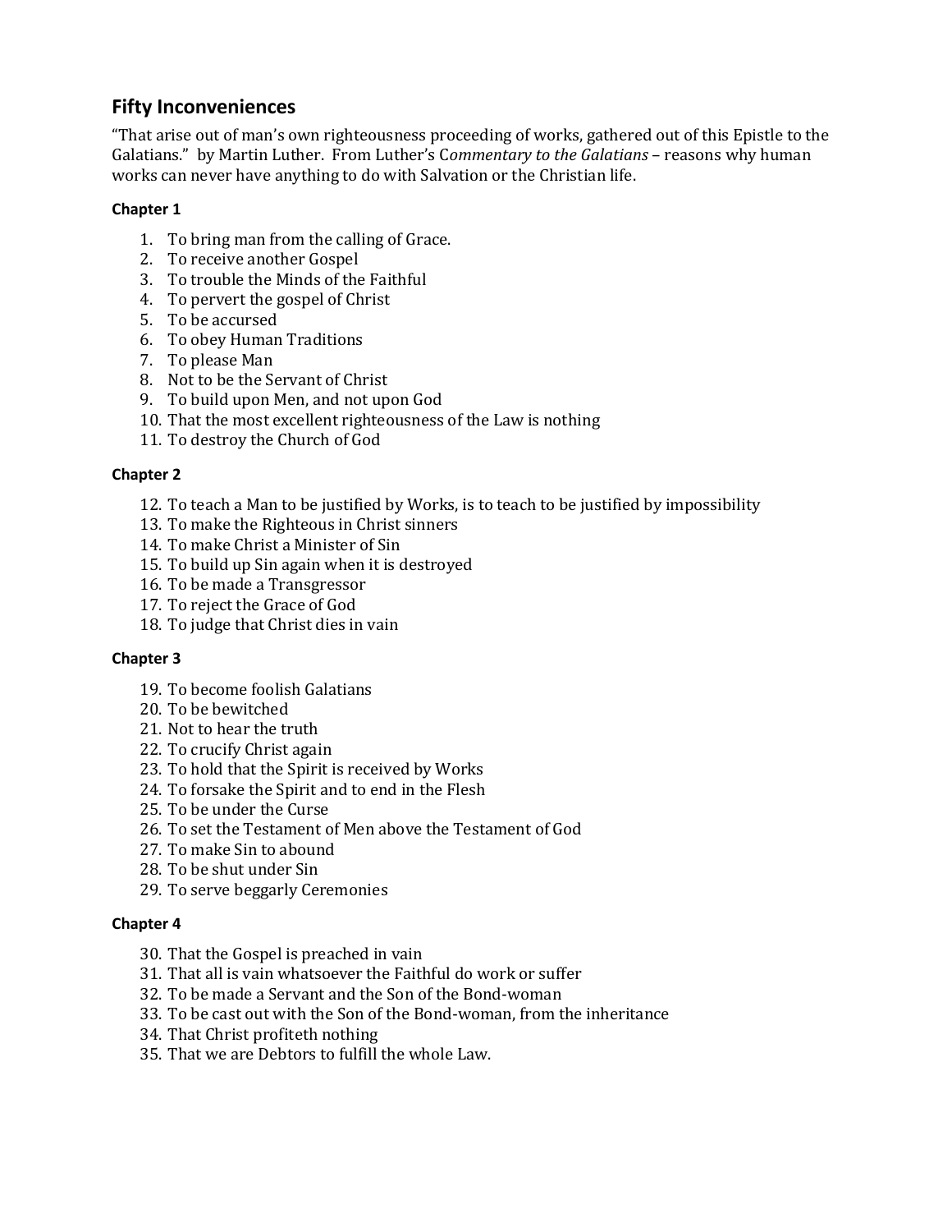## Fifty Inconveniences

"That arise out of man's own righteousness proceeding of works, gathered out of this Epistle to the Galatians." by Martin Luther. From Luther's C*ommentary to the Galatians* – reasons why human works can never have anything to do with Salvation or the Christian life.

#### Chapter 1

1. To bring man from the calling of Grace.
2. To receive another Gospel
3. To trouble the Minds of the Faithful
4. To pervert the gospel of Christ
5. To be accursed
6. To obey Human Traditions
7. To please Man
8. Not to be the Servant of Christ
9. To build upon Men, and not upon God
10. That the most excellent righteousness of the Law is nothing
11. To destroy the Church of God

#### Chapter 2

12. To teach a Man to be justified by Works, is to teach to be justified by impossibility
13. To make the Righteous in Christ sinners
14. To make Christ a Minister of Sin
15. To build up Sin again when it is destroyed
16. To be made a Transgressor
17. To reject the Grace of God
18. To judge that Christ dies in vain

#### Chapter 3

19. To become foolish Galatians
20. To be bewitched
21. Not to hear the truth
22. To crucify Christ again
23. To hold that the Spirit is received by Works
24. To forsake the Spirit and to end in the Flesh
25. To be under the Curse
26. To set the Testament of Men above the Testament of God
27. To make Sin to abound
28. To be shut under Sin
29. To serve beggarly Ceremonies

#### Chapter 4

30. That the Gospel is preached in vain
31. That all is vain whatsoever the Faithful do work or suffer
32. To be made a Servant and the Son of the Bond-woman
33. To be cast out with the Son of the Bond-woman, from the inheritance
34. That Christ profiteth nothing
35. That we are Debtors to fulfill the whole Law.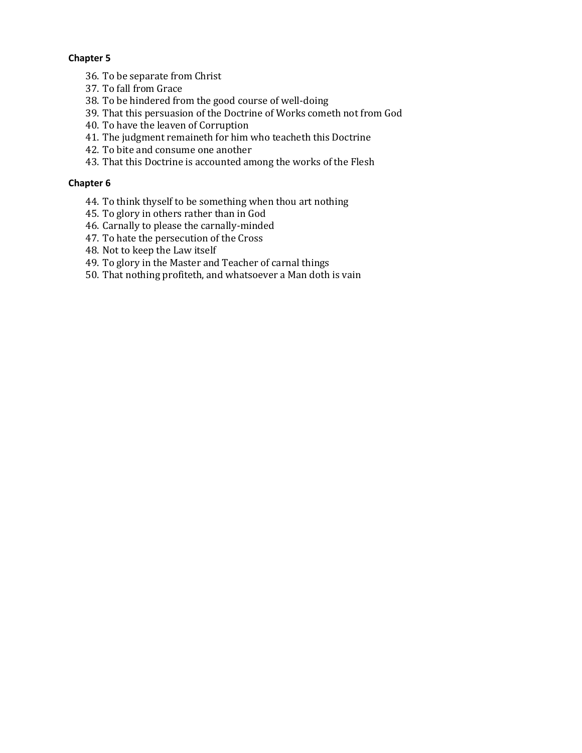**Chapter 5**

36. To be separate from Christ
37. To fall from Grace
38. To be hindered from the good course of well-doing
39. That this persuasion of the Doctrine of Works cometh not from God
40. To have the leaven of Corruption
41. The judgment remaineth for him who teacheth this Doctrine
42. To bite and consume one another
43. That this Doctrine is accounted among the works of the Flesh

**Chapter 6**

44. To think thyself to be something when thou art nothing
45. To glory in others rather than in God
46. Carnally to please the carnally-minded
47. To hate the persecution of the Cross
48. Not to keep the Law itself
49. To glory in the Master and Teacher of carnal things
50. That nothing profiteth, and whatsoever a Man doth is vain